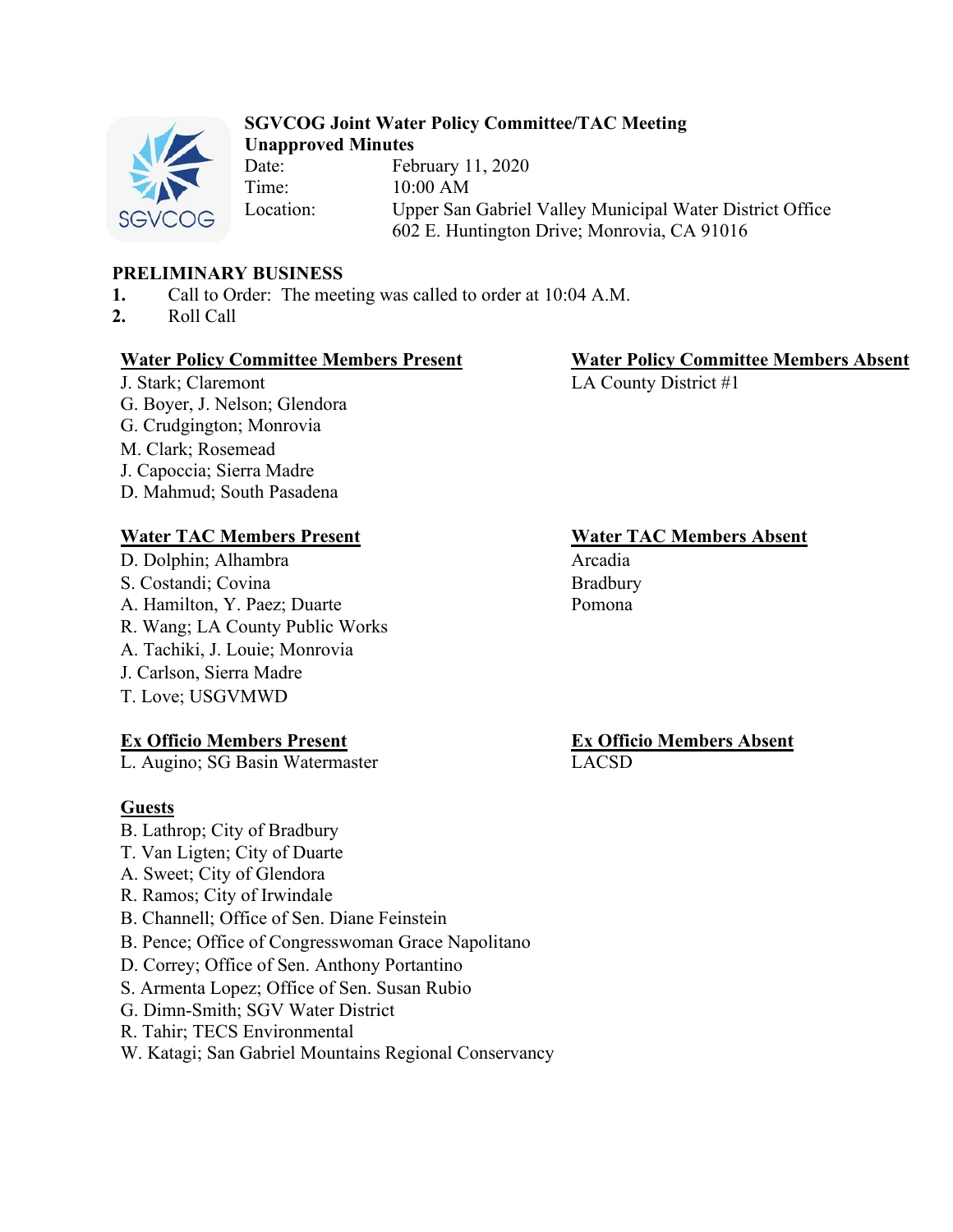**SGVCOG Joint Water Policy Committee/TAC Meeting**
**Unapproved Minutes**

Date: February 11, 2020
Time: 10:00 AM
Location: Upper San Gabriel Valley Municipal Water District Office
602 E. Huntington Drive; Monrovia, CA 91016

## PRELIMINARY BUSINESS

1. Call to Order: The meeting was called to order at 10:04 A.M.
2. Roll Call

**Water Policy Committee Members Present**
J. Stark; Claremont
G. Boyer, J. Nelson; Glendora
G. Crudgington; Monrovia
M. Clark; Rosemead
J. Capoccia; Sierra Madre
D. Mahmud; South Pasadena

**Water Policy Committee Members Absent**
LA County District #1

**Water TAC Members Present**
D. Dolphin; Alhambra
S. Costandi; Covina
A. Hamilton, Y. Paez; Duarte
R. Wang; LA County Public Works
A. Tachiki, J. Louie; Monrovia
J. Carlson, Sierra Madre
T. Love; USGVMWD

**Water TAC Members Absent**
Arcadia
Bradbury
Pomona

**Ex Officio Members Present**
L. Augino; SG Basin Watermaster

**Ex Officio Members Absent**
LACSD

**Guests**
B. Lathrop; City of Bradbury
T. Van Ligten; City of Duarte
A. Sweet; City of Glendora
R. Ramos; City of Irwindale
B. Channell; Office of Sen. Diane Feinstein
B. Pence; Office of Congresswoman Grace Napolitano
D. Correy; Office of Sen. Anthony Portantino
S. Armenta Lopez; Office of Sen. Susan Rubio
G. Dimn-Smith; SGV Water District
R. Tahir; TECS Environmental
W. Katagi; San Gabriel Mountains Regional Conservancy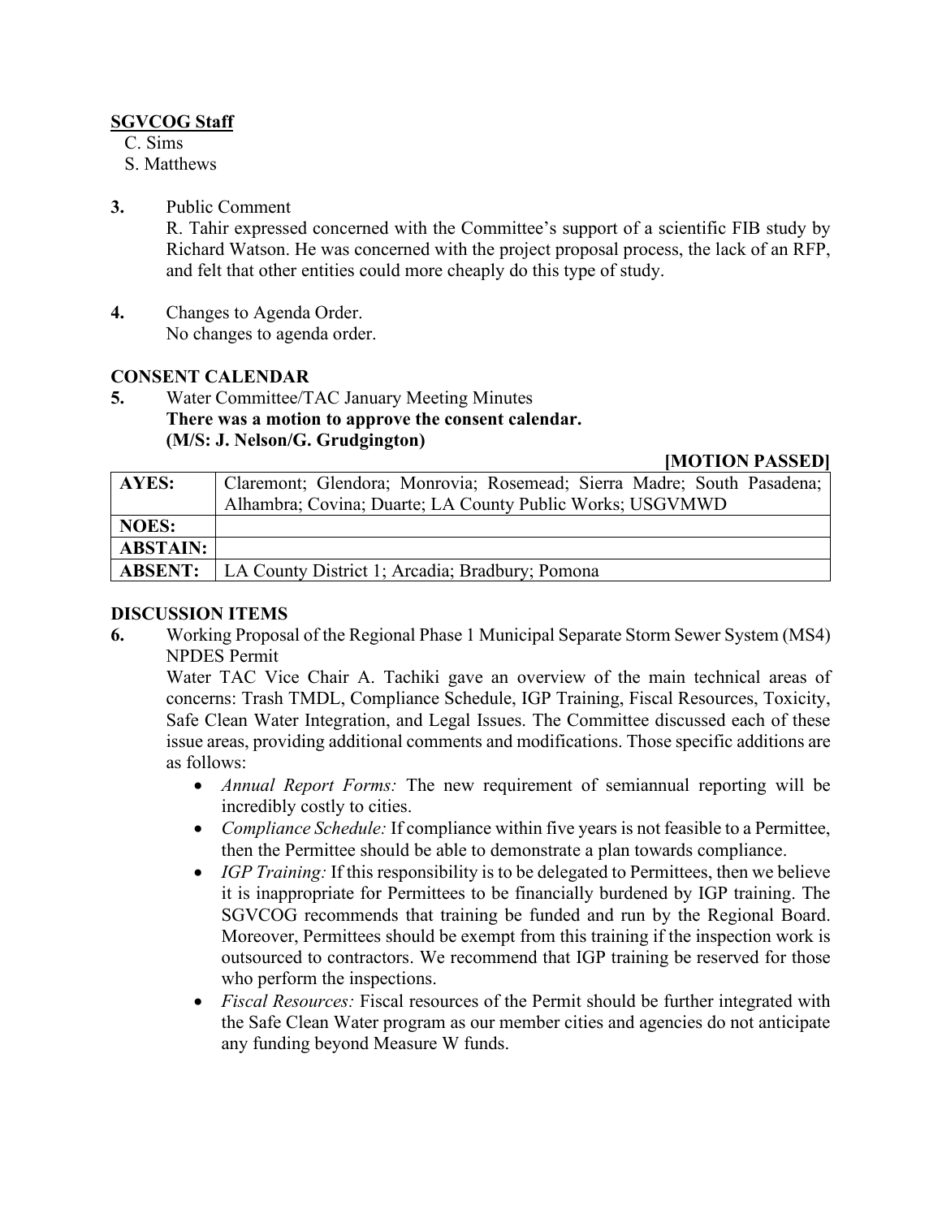**SGVCOG Staff**

C. Sims
S. Matthews

**3.** Public Comment
R. Tahir expressed concerned with the Committee's support of a scientific FIB study by Richard Watson. He was concerned with the project proposal process, the lack of an RFP, and felt that other entities could more cheaply do this type of study.

**4.** Changes to Agenda Order.
No changes to agenda order.

**CONSENT CALENDAR**

**5.** Water Committee/TAC January Meeting Minutes
**There was a motion to approve the consent calendar.**
**(M/S: J. Nelson/G. Grudgington)**

**[MOTION PASSED]**

| | |
|---|---|
| **AYES:** | Claremont; Glendora; Monrovia; Rosemead; Sierra Madre; South Pasadena; Alhambra; Covina; Duarte; LA County Public Works; USGVMWD |
| **NOES:** | |
| **ABSTAIN:** | |
| **ABSENT:** | LA County District 1; Arcadia; Bradbury; Pomona |

**DISCUSSION ITEMS**

**6.** Working Proposal of the Regional Phase 1 Municipal Separate Storm Sewer System (MS4) NPDES Permit
Water TAC Vice Chair A. Tachiki gave an overview of the main technical areas of concerns: Trash TMDL, Compliance Schedule, IGP Training, Fiscal Resources, Toxicity, Safe Clean Water Integration, and Legal Issues. The Committee discussed each of these issue areas, providing additional comments and modifications. Those specific additions are as follows:

- *Annual Report Forms:* The new requirement of semiannual reporting will be incredibly costly to cities.
- *Compliance Schedule:* If compliance within five years is not feasible to a Permittee, then the Permittee should be able to demonstrate a plan towards compliance.
- *IGP Training:* If this responsibility is to be delegated to Permittees, then we believe it is inappropriate for Permittees to be financially burdened by IGP training. The SGVCOG recommends that training be funded and run by the Regional Board. Moreover, Permittees should be exempt from this training if the inspection work is outsourced to contractors. We recommend that IGP training be reserved for those who perform the inspections.
- *Fiscal Resources:* Fiscal resources of the Permit should be further integrated with the Safe Clean Water program as our member cities and agencies do not anticipate any funding beyond Measure W funds.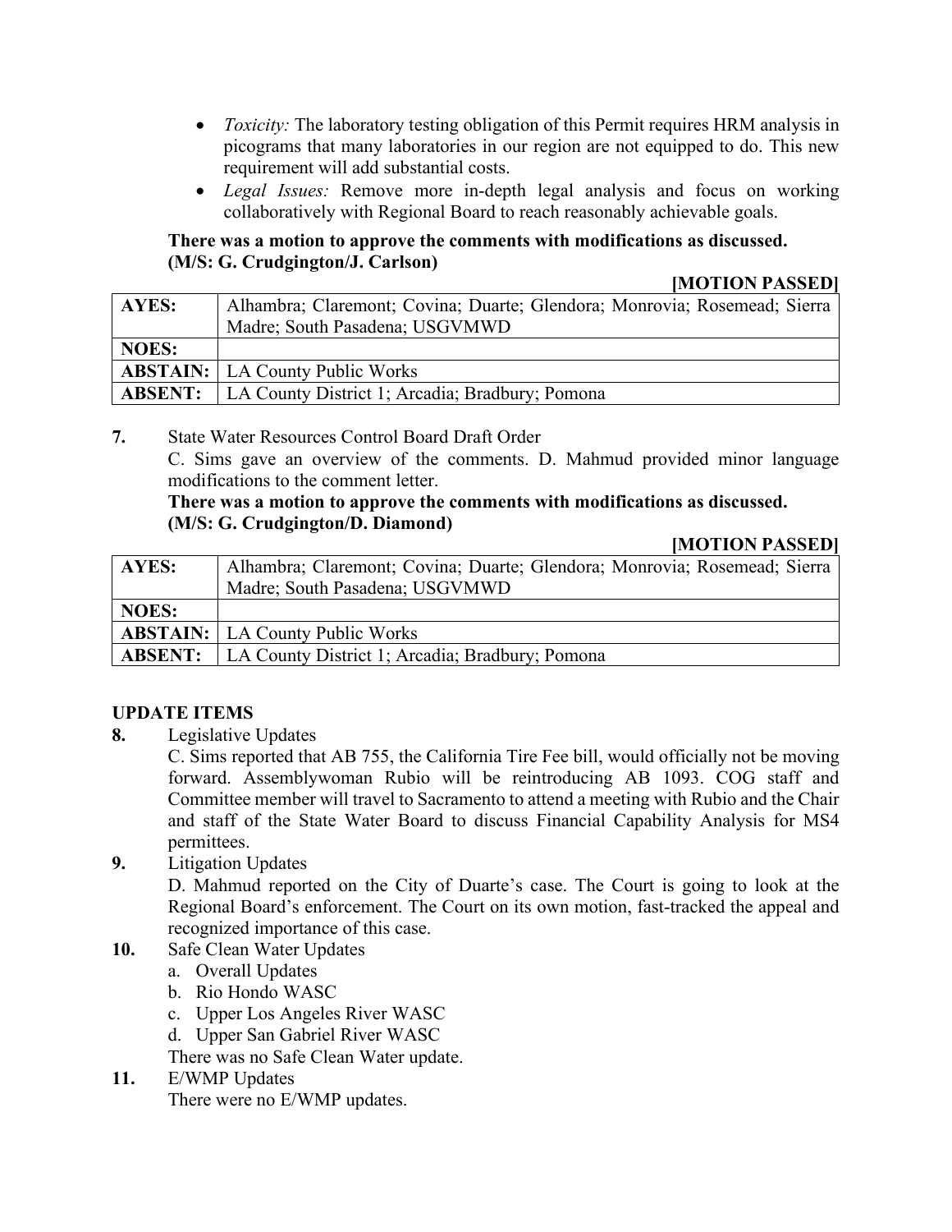- *Toxicity:* The laboratory testing obligation of this Permit requires HRM analysis in picograms that many laboratories in our region are not equipped to do. This new requirement will add substantial costs.
- *Legal Issues:* Remove more in-depth legal analysis and focus on working collaboratively with Regional Board to reach reasonably achievable goals.

**There was a motion to approve the comments with modifications as discussed. (M/S: G. Crudgington/J. Carlson)**

**[MOTION PASSED]**

| | |
|---|---|
| **AYES:** | Alhambra; Claremont; Covina; Duarte; Glendora; Monrovia; Rosemead; Sierra Madre; South Pasadena; USGVMWD |
| **NOES:** | |
| **ABSTAIN:** | LA County Public Works |
| **ABSENT:** | LA County District 1; Arcadia; Bradbury; Pomona |

**7.** State Water Resources Control Board Draft Order

C. Sims gave an overview of the comments. D. Mahmud provided minor language modifications to the comment letter.

**There was a motion to approve the comments with modifications as discussed. (M/S: G. Crudgington/D. Diamond)**

**[MOTION PASSED]**

| | |
|---|---|
| **AYES:** | Alhambra; Claremont; Covina; Duarte; Glendora; Monrovia; Rosemead; Sierra Madre; South Pasadena; USGVMWD |
| **NOES:** | |
| **ABSTAIN:** | LA County Public Works |
| **ABSENT:** | LA County District 1; Arcadia; Bradbury; Pomona |

**UPDATE ITEMS**

**8.** Legislative Updates

C. Sims reported that AB 755, the California Tire Fee bill, would officially not be moving forward. Assemblywoman Rubio will be reintroducing AB 1093. COG staff and Committee member will travel to Sacramento to attend a meeting with Rubio and the Chair and staff of the State Water Board to discuss Financial Capability Analysis for MS4 permittees.

**9.** Litigation Updates

D. Mahmud reported on the City of Duarte's case. The Court is going to look at the Regional Board's enforcement. The Court on its own motion, fast-tracked the appeal and recognized importance of this case.

**10.** Safe Clean Water Updates

a. Overall Updates
b. Rio Hondo WASC
c. Upper Los Angeles River WASC
d. Upper San Gabriel River WASC

There was no Safe Clean Water update.

**11.** E/WMP Updates

There were no E/WMP updates.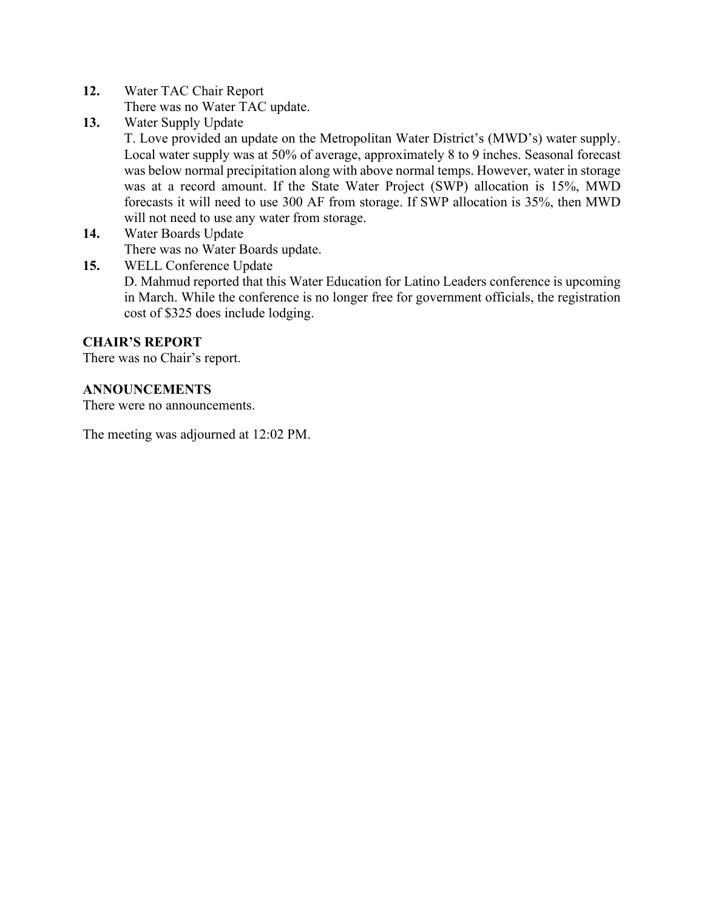**12.** Water TAC Chair Report

There was no Water TAC update.

**13.** Water Supply Update

T. Love provided an update on the Metropolitan Water District's (MWD's) water supply. Local water supply was at 50% of average, approximately 8 to 9 inches. Seasonal forecast was below normal precipitation along with above normal temps. However, water in storage was at a record amount. If the State Water Project (SWP) allocation is 15%, MWD forecasts it will need to use 300 AF from storage. If SWP allocation is 35%, then MWD will not need to use any water from storage.

**14.** Water Boards Update

There was no Water Boards update.

**15.** WELL Conference Update

D. Mahmud reported that this Water Education for Latino Leaders conference is upcoming in March. While the conference is no longer free for government officials, the registration cost of $325 does include lodging.

**CHAIR'S REPORT**

There was no Chair's report.

**ANNOUNCEMENTS**

There were no announcements.

The meeting was adjourned at 12:02 PM.